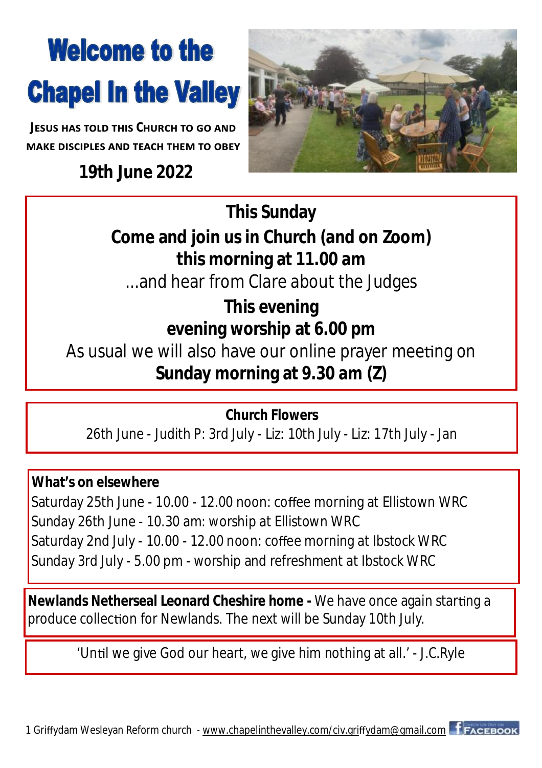# Welcome to the Chapel In the Valley

**Jesus has told this Church to go and make disciples and teach them to obey**

**19th June 2022**

**This Sunday**

**Come and join us in Church (and on Zoom) this morning at 11.00 am**

...and hear from Clare about the Judges

**This evening**

**evening worship at 6.00 pm**

As usual we will also have our online prayer meeting on **Sunday morning at 9.30 am (Z)**

**Church Flowers**

26th June - Judith P: 3rd July - Liz: 10th July - Liz: 17th July - Jan

**What's on elsewhere**

Saturday 25th June - 10.00 - 12.00 noon: coffee morning at Ellistown WRC
Sunday 26th June - 10.30 am: worship at Ellistown WRC
Saturday 2nd July - 10.00 - 12.00 noon: coffee morning at Ibstock WRC
Sunday 3rd July - 5.00 pm - worship and refreshment at Ibstock WRC

**Newlands Netherseal Leonard Cheshire home -** We have once again starting a produce collection for Newlands. The next will be Sunday 10th July.

'Until we give God our heart, we give him nothing at all.' - J.C.Ryle

Griffydam Wesleyan Reform church - www.chapelinthevalley.com/civ.griffydam@gmail.com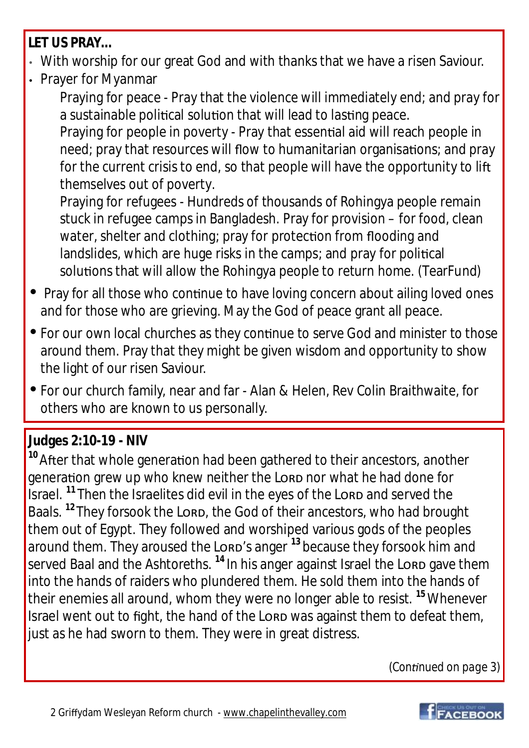**LET US PRAY…**

- With worship for our great God and with thanks that we have a risen Saviour.
- Prayer for Myanmar

  Praying for peace - Pray that the violence will immediately end; and pray for a sustainable political solution that will lead to lasting peace.

  Praying for people in poverty - Pray that essential aid will reach people in need; pray that resources will flow to humanitarian organisations; and pray for the current crisis to end, so that people will have the opportunity to lift themselves out of poverty.

  Praying for refugees - Hundreds of thousands of Rohingya people remain stuck in refugee camps in Bangladesh. Pray for provision – for food, clean water, shelter and clothing; pray for protection from flooding and landslides, which are huge risks in the camps; and pray for political solutions that will allow the Rohingya people to return home. (TearFund)

- Pray for all those who continue to have loving concern about ailing loved ones and for those who are grieving. May the God of peace grant all peace.
- For our own local churches as they continue to serve God and minister to those around them. Pray that they might be given wisdom and opportunity to show the light of our risen Saviour.
- For our church family, near and far - Alan & Helen, Rev Colin Braithwaite, for others who are known to us personally.

**Judges 2:10-19 - NIV**

[10] After that whole generation had been gathered to their ancestors, another generation grew up who knew neither the LORD nor what he had done for Israel. [11] Then the Israelites did evil in the eyes of the LORD and served the Baals. [12] They forsook the LORD, the God of their ancestors, who had brought them out of Egypt. They followed and worshiped various gods of the peoples around them. They aroused the LORD's anger [13] because they forsook him and served Baal and the Ashtoreths. [14] In his anger against Israel the LORD gave them into the hands of raiders who plundered them. He sold them into the hands of their enemies all around, whom they were no longer able to resist. [15] Whenever Israel went out to fight, the hand of the LORD was against them to defeat them, just as he had sworn to them. They were in great distress.

*(Continued on page 3)*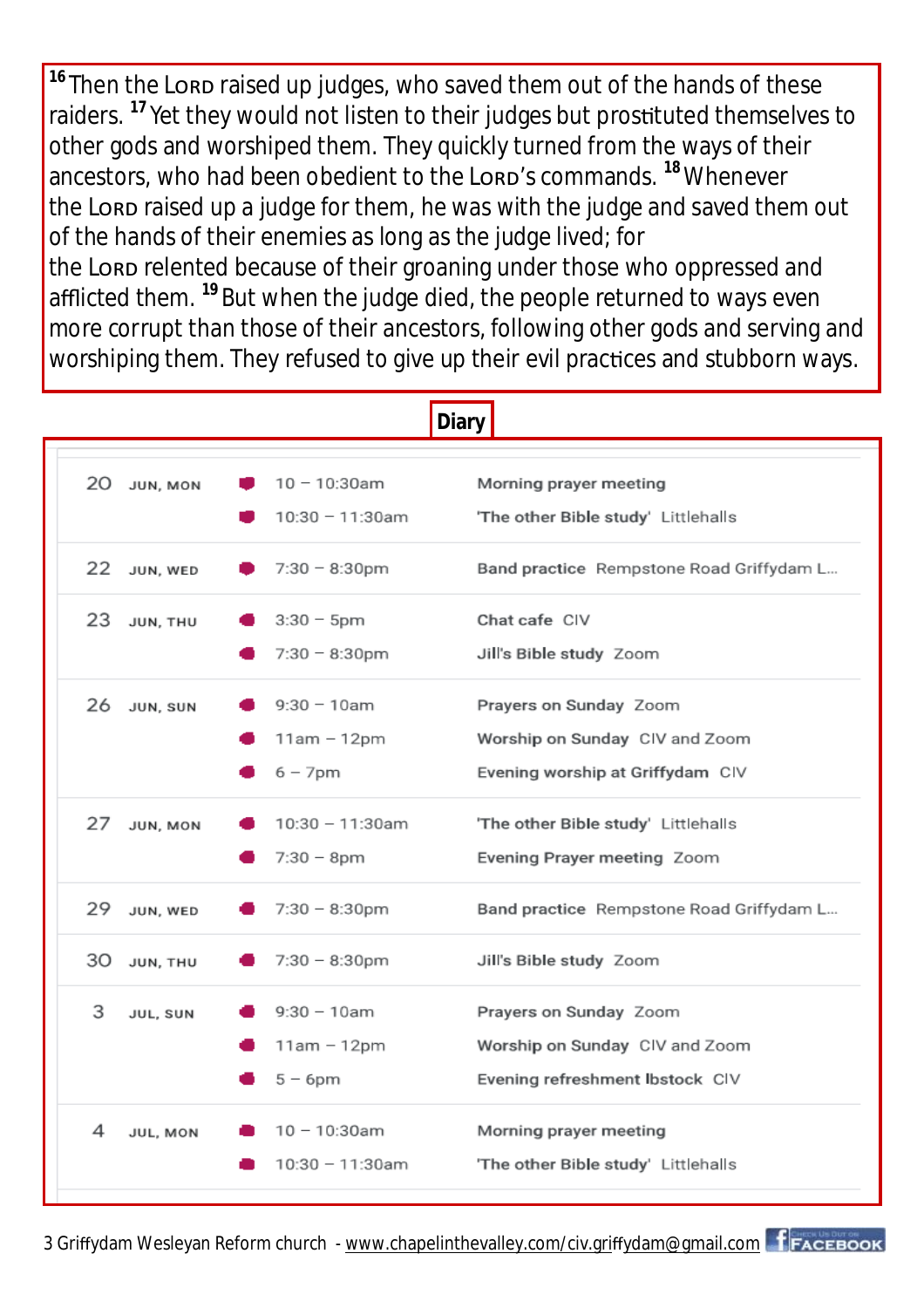[16] Then the LORD raised up judges, who saved them out of the hands of these raiders. [17] Yet they would not listen to their judges but prostituted themselves to other gods and worshiped them. They quickly turned from the ways of their ancestors, who had been obedient to the LORD's commands. [18] Whenever the LORD raised up a judge for them, he was with the judge and saved them out of the hands of their enemies as long as the judge lived; for the LORD relented because of their groaning under those who oppressed and afflicted them. [19] But when the judge died, the people returned to ways even more corrupt than those of their ancestors, following other gods and serving and worshiping them. They refused to give up their evil practices and stubborn ways.

## Diary

| Date | Day | Time | Event |
|---|---|---|---|
| 20 | JUN, MON | 10 – 10:30am | Morning prayer meeting |
| | | 10:30 – 11:30am | 'The other Bible study' Littlehalls |
| 22 | JUN, WED | 7:30 – 8:30pm | Band practice Rempstone Road Griffydam L... |
| 23 | JUN, THU | 3:30 – 5pm | Chat cafe CIV |
| | | 7:30 – 8:30pm | Jill's Bible study Zoom |
| 26 | JUN, SUN | 9:30 – 10am | Prayers on Sunday Zoom |
| | | 11am – 12pm | Worship on Sunday CIV and Zoom |
| | | 6 – 7pm | Evening worship at Griffydam CIV |
| 27 | JUN, MON | 10:30 – 11:30am | 'The other Bible study' Littlehalls |
| | | 7:30 – 8pm | Evening Prayer meeting Zoom |
| 29 | JUN, WED | 7:30 – 8:30pm | Band practice Rempstone Road Griffydam L... |
| 30 | JUN, THU | 7:30 – 8:30pm | Jill's Bible study Zoom |
| 3 | JUL, SUN | 9:30 – 10am | Prayers on Sunday Zoom |
| | | 11am – 12pm | Worship on Sunday CIV and Zoom |
| | | 5 – 6pm | Evening refreshment Ibstock CIV |
| 4 | JUL, MON | 10 – 10:30am | Morning prayer meeting |
| | | 10:30 – 11:30am | 'The other Bible study' Littlehalls |

3 Griffydam Wesleyan Reform church - www.chapelinthevalley.com/civ.griffydam@gmail.com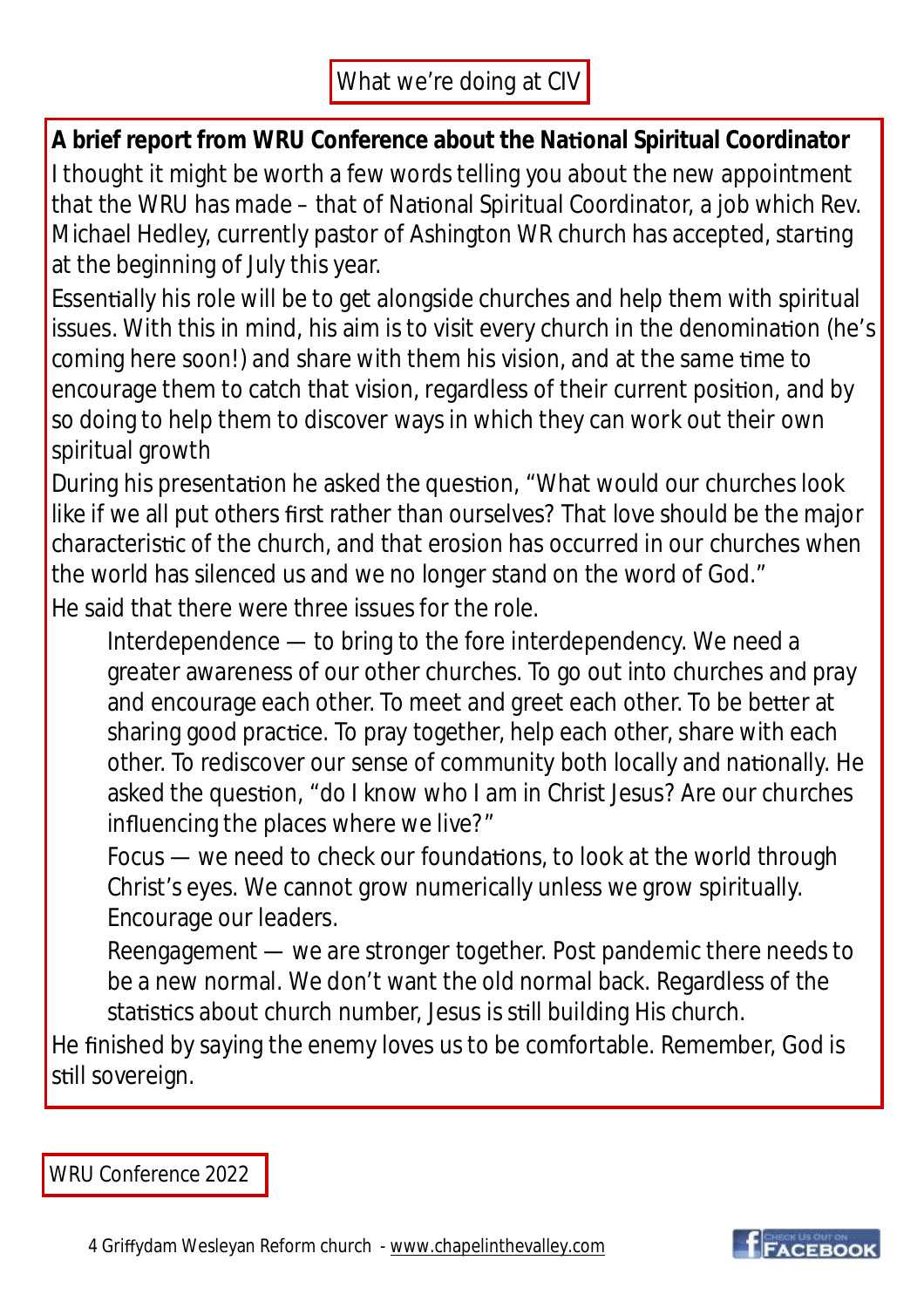What we're doing at CIV

**A brief report from WRU Conference about the National Spiritual Coordinator**

I thought it might be worth a few words telling you about the new appointment that the WRU has made – that of National Spiritual Coordinator, a job which Rev. Michael Hedley, currently pastor of Ashington WR church has accepted, starting at the beginning of July this year.

Essentially his role will be to get alongside churches and help them with spiritual issues. With this in mind, his aim is to visit every church in the denomination (he's coming here soon!) and share with them his vision, and at the same time to encourage them to catch that vision, regardless of their current position, and by so doing to help them to discover ways in which they can work out their own spiritual growth

During his presentation he asked the question, "What would our churches look like if we all put others first rather than ourselves? That love should be the major characteristic of the church, and that erosion has occurred in our churches when the world has silenced us and we no longer stand on the word of God."

He said that there were three issues for the role.

Interdependence — to bring to the fore interdependency. We need a greater awareness of our other churches. To go out into churches and pray and encourage each other. To meet and greet each other. To be better at sharing good practice. To pray together, help each other, share with each other. To rediscover our sense of community both locally and nationally. He asked the question, "do I know who I am in Christ Jesus? Are our churches influencing the places where we live?"

Focus — we need to check our foundations, to look at the world through Christ's eyes. We cannot grow numerically unless we grow spiritually. Encourage our leaders.

Reengagement — we are stronger together. Post pandemic there needs to be a new normal. We don't want the old normal back. Regardless of the statistics about church number, Jesus is still building His church.

He finished by saying the enemy loves us to be comfortable. Remember, God is still sovereign.

WRU Conference 2022